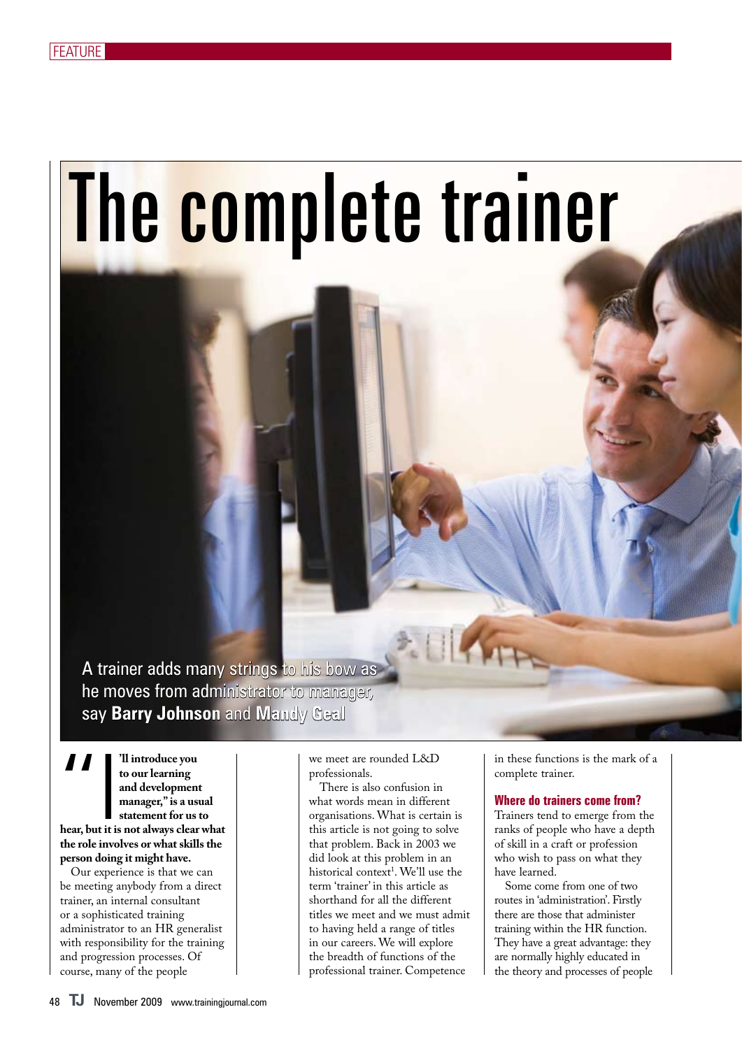# The complete trainer

A trainer adds many strings to his bow as he moves from administrator to manager, say **Barry Johnson** and **Mandy Geal**

**"I'll introduce you to our learning and development manager," is a usual statement for us to hear, but it is not always clear what the role involves or what skills the person doing it might have.**

Our experience is that we can be meeting anybody from a direct trainer, an internal consultant or a sophisticated training administrator to an HR generalist with responsibility for the training and progression processes. Of course, many of the people we meet are rounded L&D professionals.

There is also confusion in what words mean in different organisations. What is certain is this article is not going to solve that problem. Back in 2003 we did look at this problem in an historical context[1]. We'll use the term 'trainer' in this article as shorthand for all the different titles we meet and we must admit to having held a range of titles in our careers. We will explore the breadth of functions of the professional trainer. Competence in these functions is the mark of a complete trainer.

## Where do trainers come from?

Trainers tend to emerge from the ranks of people who have a depth of skill in a craft or profession who wish to pass on what they have learned.

Some come from one of two routes in 'administration'. Firstly there are those that administer training within the HR function. They have a great advantage: they are normally highly educated in the theory and processes of people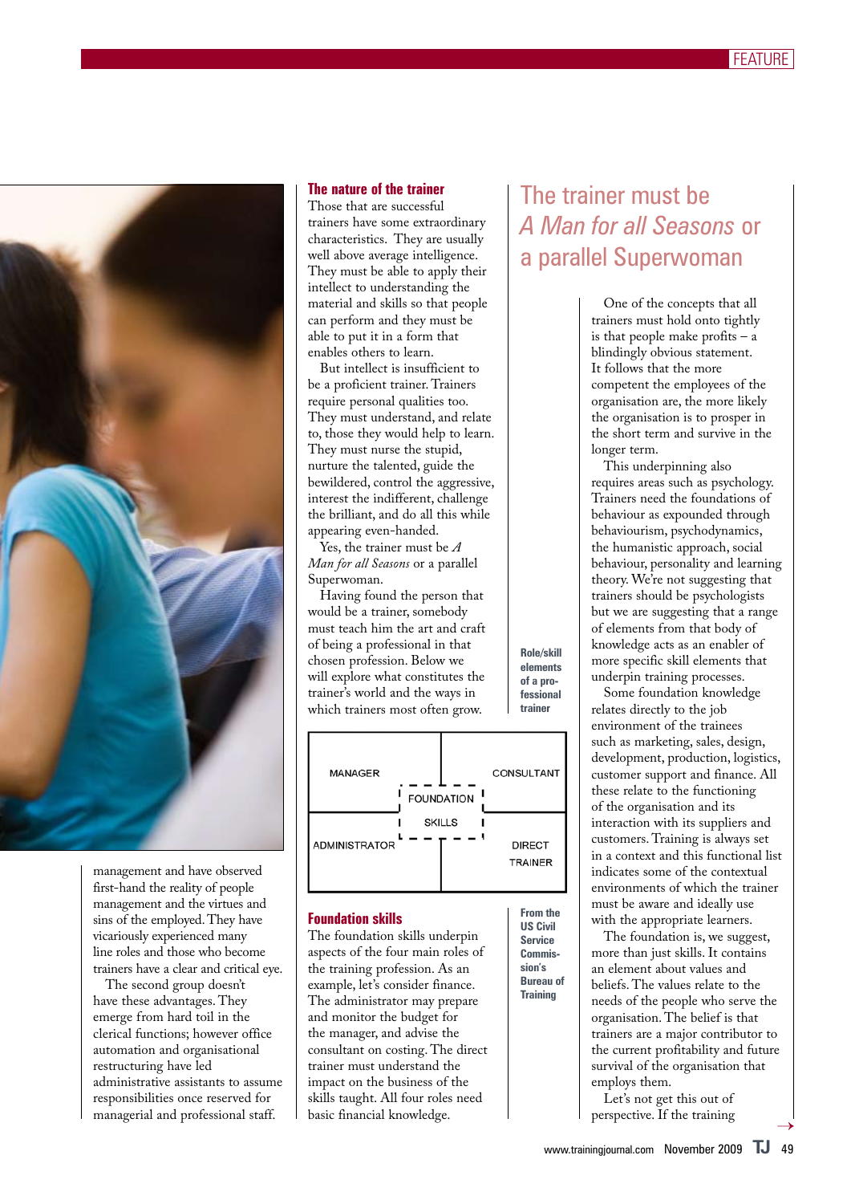management and have observed first-hand the reality of people management and the virtues and sins of the employed. They have vicariously experienced many line roles and those who become trainers have a clear and critical eye.

The second group doesn't have these advantages. They emerge from hard toil in the clerical functions; however office automation and organisational restructuring have led administrative assistants to assume responsibilities once reserved for managerial and professional staff.

## The nature of the trainer

Those that are successful trainers have some extraordinary characteristics. They are usually well above average intelligence. They must be able to apply their intellect to understanding the material and skills so that people can perform and they must be able to put it in a form that enables others to learn.

But intellect is insufficient to be a proficient trainer. Trainers require personal qualities too. They must understand, and relate to, those they would help to learn. They must nurse the stupid, nurture the talented, guide the bewildered, control the aggressive, interest the indifferent, challenge the brilliant, and do all this while appearing even-handed.

Yes, the trainer must be *A Man for all Seasons* or a parallel Superwoman.

Having found the person that would be a trainer, somebody must teach him the art and craft of being a professional in that chosen profession. Below we will explore what constitutes the trainer's world and the ways in which trainers most often grow.

**Role/skill elements of a professional trainer**

| MANAGER | CONSULTANT |
|---|---|
| FOUNDATION SKILLS | |
| ADMINISTRATOR | DIRECT TRAINER |

**From the US Civil Service Commission's Bureau of Training**

## Foundation skills

The foundation skills underpin aspects of the four main roles of the training profession. As an example, let's consider finance. The administrator may prepare and monitor the budget for the manager, and advise the consultant on costing. The direct trainer must understand the impact on the business of the skills taught. All four roles need basic financial knowledge.

## The trainer must be *A Man for all Seasons* or a parallel Superwoman

One of the concepts that all trainers must hold onto tightly is that people make profits – a blindingly obvious statement. It follows that the more competent the employees of the organisation are, the more likely the organisation is to prosper in the short term and survive in the longer term.

This underpinning also requires areas such as psychology. Trainers need the foundations of behaviour as expounded through behaviourism, psychodynamics, the humanistic approach, social behaviour, personality and learning theory. We're not suggesting that trainers should be psychologists but we are suggesting that a range of elements from that body of knowledge acts as an enabler of more specific skill elements that underpin training processes.

Some foundation knowledge relates directly to the job environment of the trainees such as marketing, sales, design, development, production, logistics, customer support and finance. All these relate to the functioning of the organisation and its interaction with its suppliers and customers. Training is always set in a context and this functional list indicates some of the contextual environments of which the trainer must be aware and ideally use with the appropriate learners.

The foundation is, we suggest, more than just skills. It contains an element about values and beliefs. The values relate to the needs of the people who serve the organisation. The belief is that trainers are a major contributor to the current profitability and future survival of the organisation that employs them.

Let's not get this out of perspective. If the training →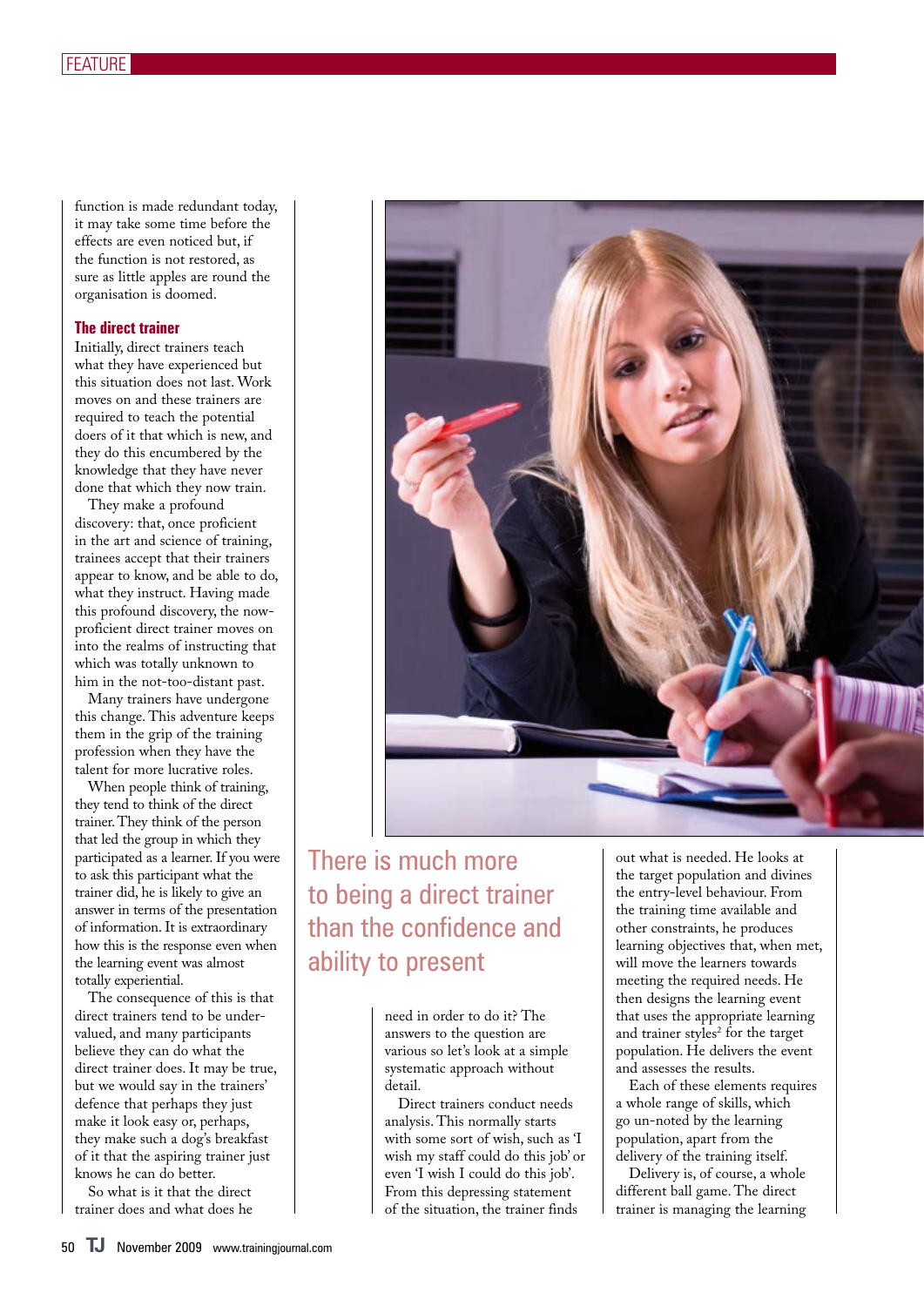function is made redundant today, it may take some time before the effects are even noticed but, if the function is not restored, as sure as little apples are round the organisation is doomed.

### The direct trainer

Initially, direct trainers teach what they have experienced but this situation does not last. Work moves on and these trainers are required to teach the potential doers of it that which is new, and they do this encumbered by the knowledge that they have never done that which they now train.

They make a profound discovery: that, once proficient in the art and science of training, trainees accept that their trainers appear to know, and be able to do, what they instruct. Having made this profound discovery, the now-proficient direct trainer moves on into the realms of instructing that which was totally unknown to him in the not-too-distant past.

Many trainers have undergone this change. This adventure keeps them in the grip of the training profession when they have the talent for more lucrative roles.

When people think of training, they tend to think of the direct trainer. They think of the person that led the group in which they participated as a learner. If you were to ask this participant what the trainer did, he is likely to give an answer in terms of the presentation of information. It is extraordinary how this is the response even when the learning event was almost totally experiential.

The consequence of this is that direct trainers tend to be under-valued, and many participants believe they can do what the direct trainer does. It may be true, but we would say in the trainers' defence that perhaps they just make it look easy or, perhaps, they make such a dog's breakfast of it that the aspiring trainer just knows he can do better.

So what is it that the direct trainer does and what does he need in order to do it? The answers to the question are various so let's look at a simple systematic approach without detail.

> There is much more to being a direct trainer than the confidence and ability to present

Direct trainers conduct needs analysis. This normally starts with some sort of wish, such as 'I wish my staff could do this job' or even 'I wish I could do this job'. From this depressing statement of the situation, the trainer finds out what is needed. He looks at the target population and divines the entry-level behaviour. From the training time available and other constraints, he produces learning objectives that, when met, will move the learners towards meeting the required needs. He then designs the learning event that uses the appropriate learning and trainer styles[2] for the target population. He delivers the event and assesses the results.

Each of these elements requires a whole range of skills, which go un-noted by the learning population, apart from the delivery of the training itself.

Delivery is, of course, a whole different ball game. The direct trainer is managing the learning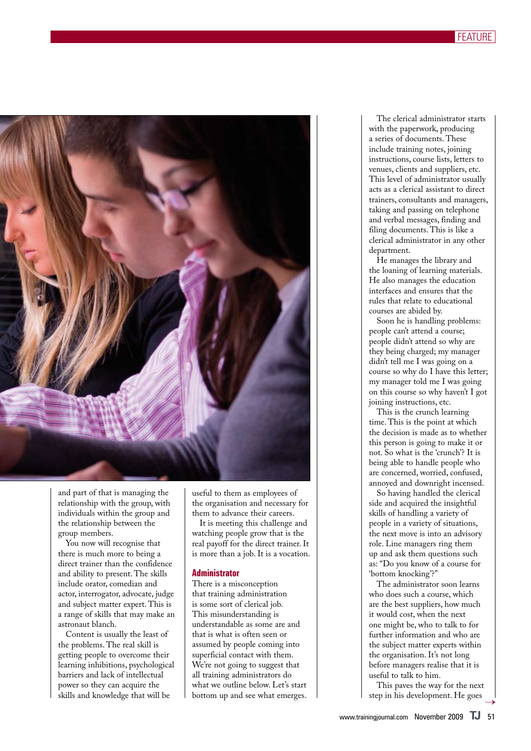and part of that is managing the relationship with the group, with individuals within the group and the relationship between the group members.

You now will recognise that there is much more to being a direct trainer than the confidence and ability to present. The skills include orator, comedian and actor, interrogator, advocate, judge and subject matter expert. This is a range of skills that may make an astronaut blanch.

Content is usually the least of the problems. The real skill is getting people to overcome their learning inhibitions, psychological barriers and lack of intellectual power so they can acquire the skills and knowledge that will be useful to them as employees of the organisation and necessary for them to advance their careers.

It is meeting this challenge and watching people grow that is the real payoff for the direct trainer. It is more than a job. It is a vocation.

### Administrator

There is a misconception that training administration is some sort of clerical job. This misunderstanding is understandable as some are and that is what is often seen or assumed by people coming into superficial contact with them. We're not going to suggest that all training administrators do what we outline below. Let's start bottom up and see what emerges.

The clerical administrator starts with the paperwork, producing a series of documents. These include training notes, joining instructions, course lists, letters to venues, clients and suppliers, etc. This level of administrator usually acts as a clerical assistant to direct trainers, consultants and managers, taking and passing on telephone and verbal messages, finding and filing documents. This is like a clerical administrator in any other department.

He manages the library and the loaning of learning materials. He also manages the education interfaces and ensures that the rules that relate to educational courses are abided by.

Soon he is handling problems: people can't attend a course; people didn't attend so why are they being charged; my manager didn't tell me I was going on a course so why do I have this letter; my manager told me I was going on this course so why haven't I got joining instructions, etc.

This is the crunch learning time. This is the point at which the decision is made as to whether this person is going to make it or not. So what is the 'crunch'? It is being able to handle people who are concerned, worried, confused, annoyed and downright incensed.

So having handled the clerical side and acquired the insightful skills of handling a variety of people in a variety of situations, the next move is into an advisory role. Line managers ring them up and ask them questions such as: "Do you know of a course for 'bottom knocking'?"

The administrator soon learns who does such a course, which are the best suppliers, how much it would cost, when the next one might be, who to talk to for further information and who are the subject matter experts within the organisation. It's not long before managers realise that it is useful to talk to him.

This paves the way for the next step in his development. He goes →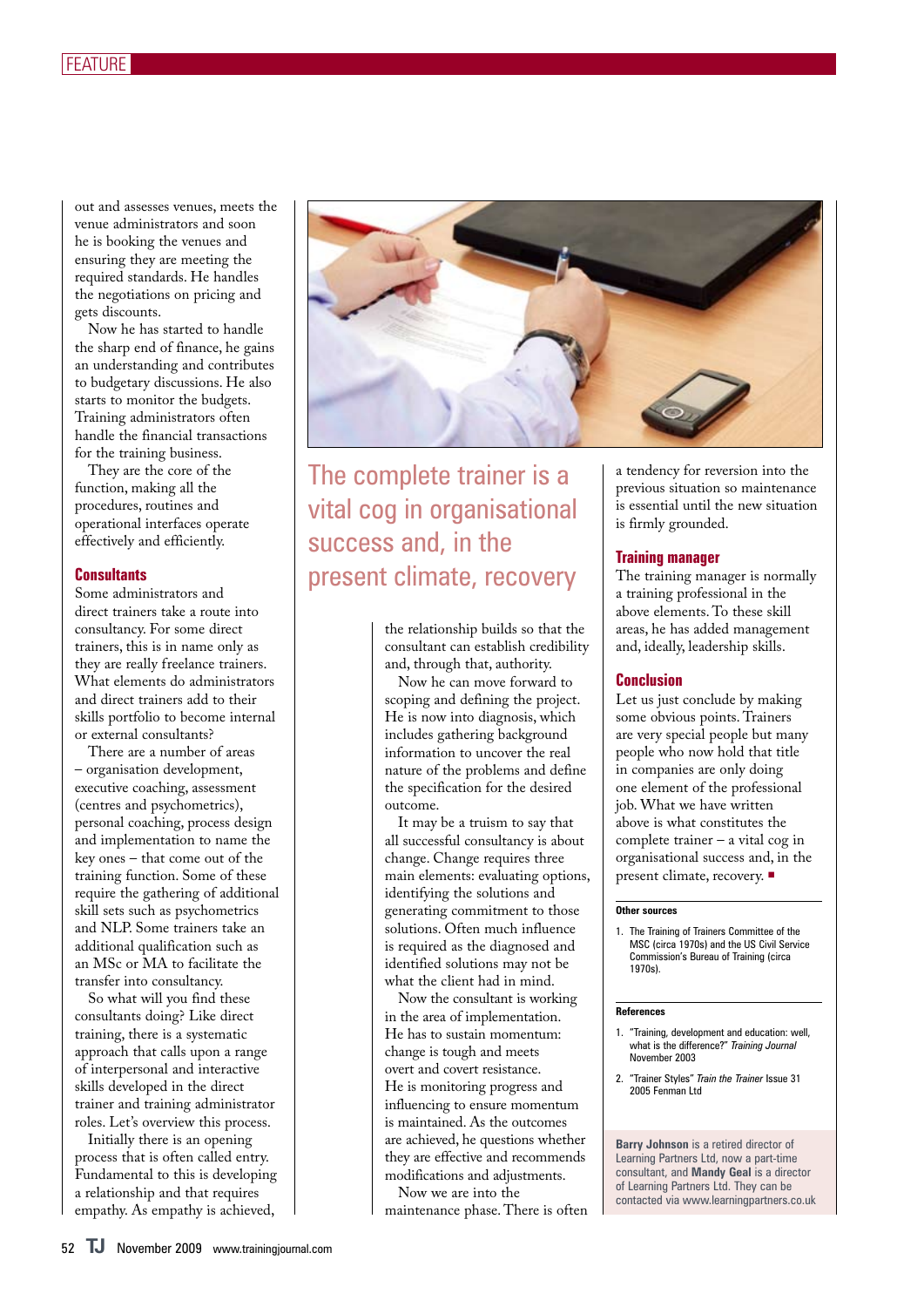out and assesses venues, meets the venue administrators and soon he is booking the venues and ensuring they are meeting the required standards. He handles the negotiations on pricing and gets discounts.

Now he has started to handle the sharp end of finance, he gains an understanding and contributes to budgetary discussions. He also starts to monitor the budgets. Training administrators often handle the financial transactions for the training business.

They are the core of the function, making all the procedures, routines and operational interfaces operate effectively and efficiently.

### Consultants

Some administrators and direct trainers take a route into consultancy. For some direct trainers, this is in name only as they are really freelance trainers. What elements do administrators and direct trainers add to their skills portfolio to become internal or external consultants?

There are a number of areas – organisation development, executive coaching, assessment (centres and psychometrics), personal coaching, process design and implementation to name the key ones – that come out of the training function. Some of these require the gathering of additional skill sets such as psychometrics and NLP. Some trainers take an additional qualification such as an MSc or MA to facilitate the transfer into consultancy.

So what will you find these consultants doing? Like direct training, there is a systematic approach that calls upon a range of interpersonal and interactive skills developed in the direct trainer and training administrator roles. Let's overview this process.

Initially there is an opening process that is often called entry. Fundamental to this is developing a relationship and that requires empathy. As empathy is achieved, the relationship builds so that the consultant can establish credibility and, through that, authority.

> The complete trainer is a vital cog in organisational success and, in the present climate, recovery

Now he can move forward to scoping and defining the project. He is now into diagnosis, which includes gathering background information to uncover the real nature of the problems and define the specification for the desired outcome.

It may be a truism to say that all successful consultancy is about change. Change requires three main elements: evaluating options, identifying the solutions and generating commitment to those solutions. Often much influence is required as the diagnosed and identified solutions may not be what the client had in mind.

Now the consultant is working in the area of implementation. He has to sustain momentum: change is tough and meets overt and covert resistance. He is monitoring progress and influencing to ensure momentum is maintained. As the outcomes are achieved, he questions whether they are effective and recommends modifications and adjustments.

Now we are into the maintenance phase. There is often a tendency for reversion into the previous situation so maintenance is essential until the new situation is firmly grounded.

### Training manager

The training manager is normally a training professional in the above elements. To these skill areas, he has added management and, ideally, leadership skills.

### Conclusion

Let us just conclude by making some obvious points. Trainers are very special people but many people who now hold that title in companies are only doing one element of the professional job. What we have written above is what constitutes the complete trainer – a vital cog in organisational success and, in the present climate, recovery. ■

#### Other sources

1. The Training of Trainers Committee of the MSC (circa 1970s) and the US Civil Service Commission's Bureau of Training (circa 1970s).

#### References

1. "Training, development and education: well, what is the difference?" *Training Journal* November 2003
2. "Trainer Styles" *Train the Trainer* Issue 31 2005 Fenman Ltd

**Barry Johnson** is a retired director of Learning Partners Ltd, now a part-time consultant, and **Mandy Geal** is a director of Learning Partners Ltd. They can be contacted via www.learningpartners.co.uk